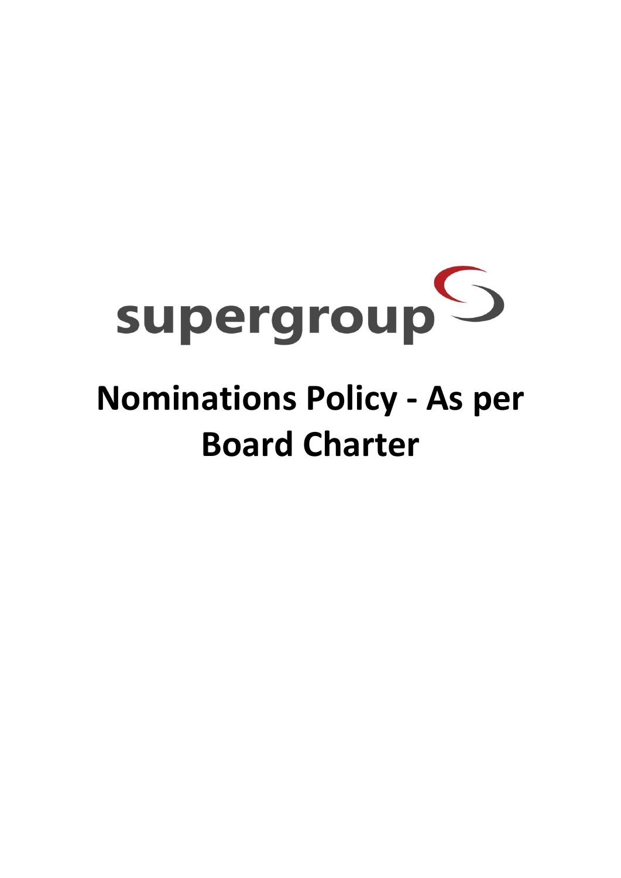supergroup

# Nominations Policy - As per Board Charter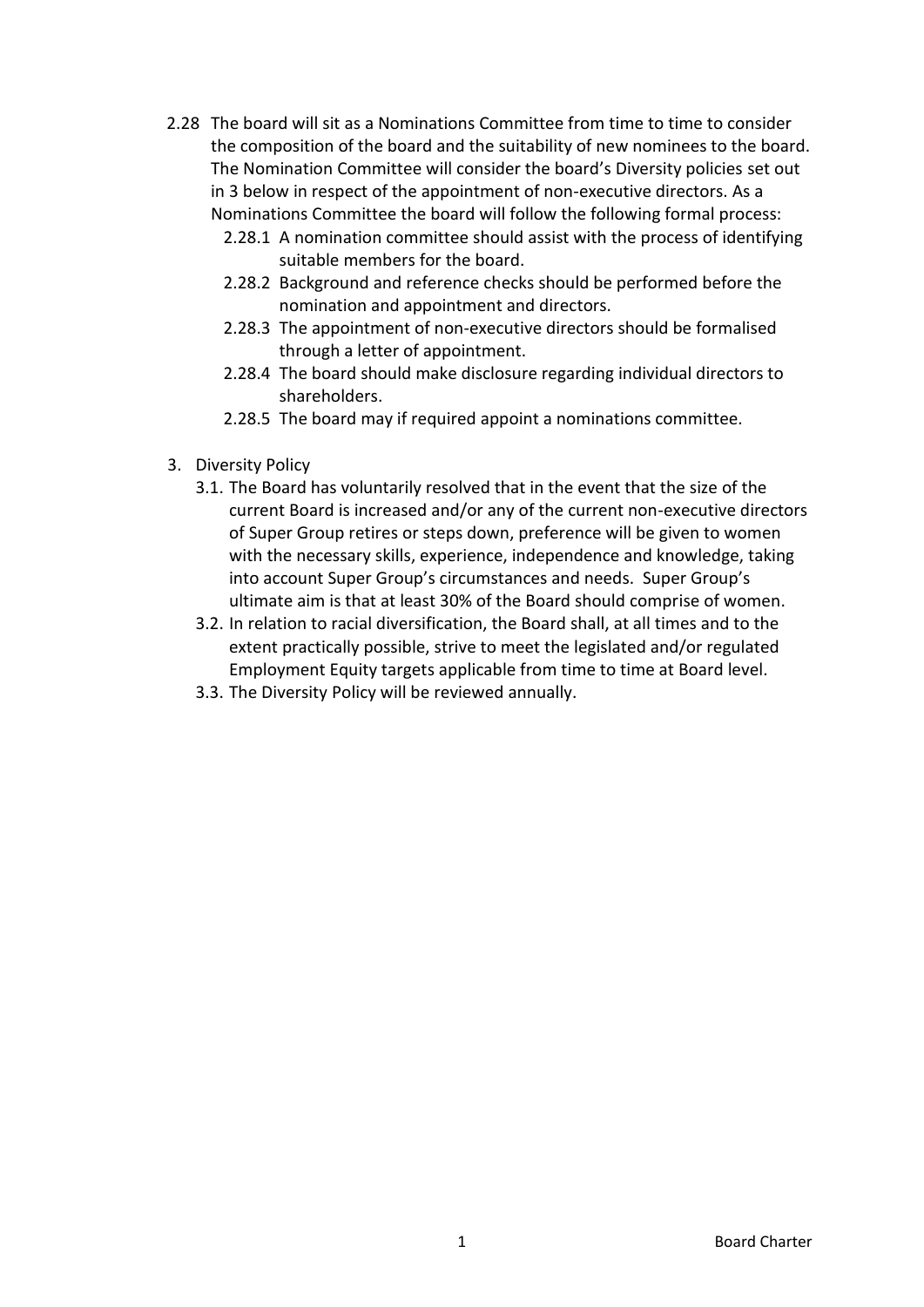2.28 The board will sit as a Nominations Committee from time to time to consider the composition of the board and the suitability of new nominees to the board. The Nomination Committee will consider the board's Diversity policies set out in 3 below in respect of the appointment of non-executive directors. As a Nominations Committee the board will follow the following formal process:

- 2.28.1 A nomination committee should assist with the process of identifying suitable members for the board.
- 2.28.2 Background and reference checks should be performed before the nomination and appointment and directors.
- 2.28.3 The appointment of non-executive directors should be formalised through a letter of appointment.
- 2.28.4 The board should make disclosure regarding individual directors to shareholders.
- 2.28.5 The board may if required appoint a nominations committee.

3. Diversity Policy

- 3.1. The Board has voluntarily resolved that in the event that the size of the current Board is increased and/or any of the current non-executive directors of Super Group retires or steps down, preference will be given to women with the necessary skills, experience, independence and knowledge, taking into account Super Group's circumstances and needs. Super Group's ultimate aim is that at least 30% of the Board should comprise of women.
- 3.2. In relation to racial diversification, the Board shall, at all times and to the extent practically possible, strive to meet the legislated and/or regulated Employment Equity targets applicable from time to time at Board level.
- 3.3. The Diversity Policy will be reviewed annually.